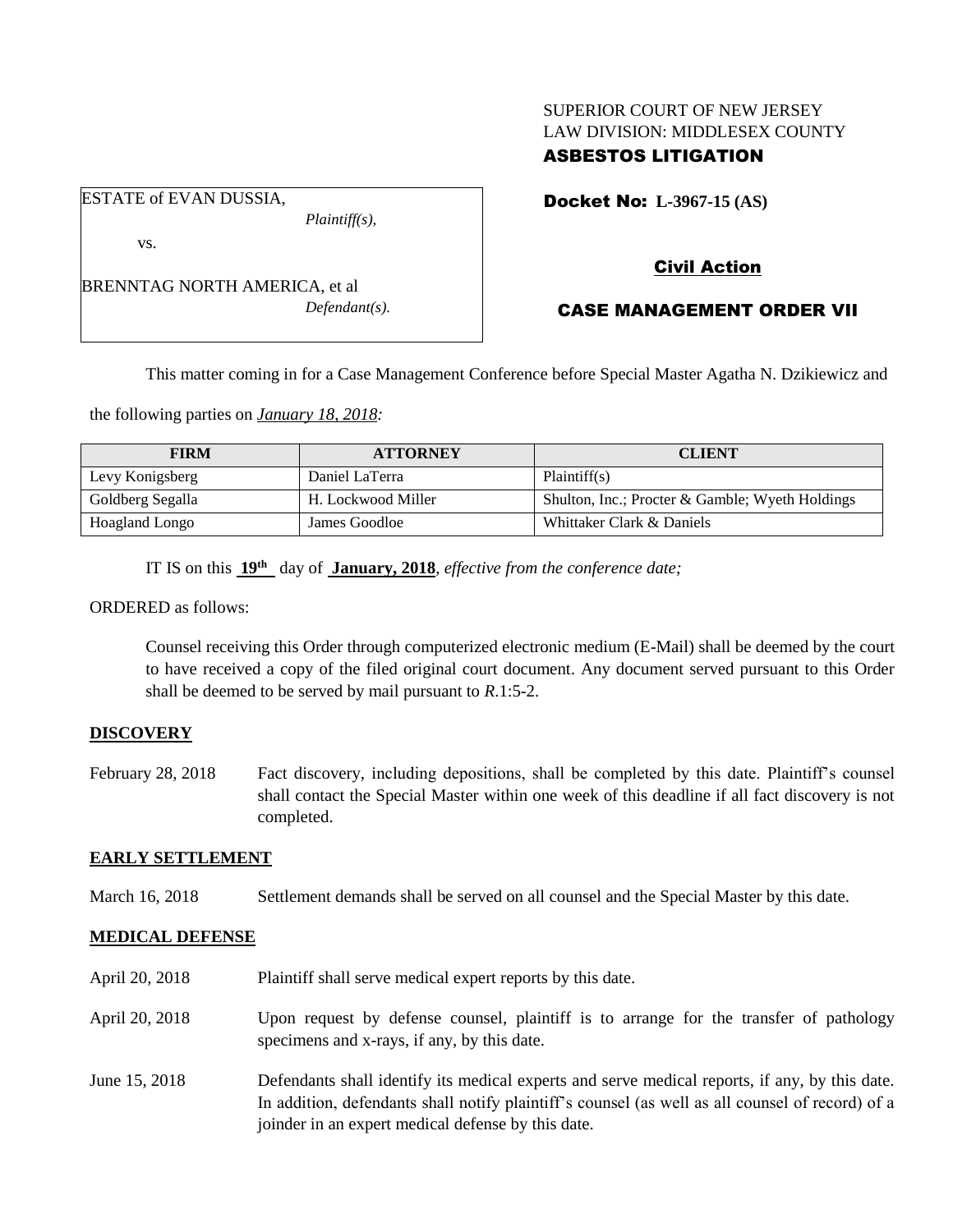SUPERIOR COURT OF NEW JERSEY
LAW DIVISION: MIDDLESEX COUNTY
**ASBESTOS LITIGATION**

ESTATE of EVAN DUSSIA,
*Plaintiff(s),*

vs.

BRENNTAG NORTH AMERICA, et al
*Defendant(s).*

**Docket No: L-3967-15 (AS)**

**Civil Action**

**CASE MANAGEMENT ORDER VII**

This matter coming in for a Case Management Conference before Special Master Agatha N. Dzikiewicz and the following parties on *January 18, 2018:*

| FIRM | ATTORNEY | CLIENT |
| --- | --- | --- |
| Levy Konigsberg | Daniel LaTerra | Plaintiff(s) |
| Goldberg Segalla | H. Lockwood Miller | Shulton, Inc.; Procter & Gamble; Wyeth Holdings |
| Hoagland Longo | James Goodloe | Whittaker Clark & Daniels |

IT IS on this **19th** day of **January, 2018**, *effective from the conference date;*

ORDERED as follows:

Counsel receiving this Order through computerized electronic medium (E-Mail) shall be deemed by the court to have received a copy of the filed original court document. Any document served pursuant to this Order shall be deemed to be served by mail pursuant to *R*.1:5-2.

**DISCOVERY**

February 28, 2018 — Fact discovery, including depositions, shall be completed by this date. Plaintiff's counsel shall contact the Special Master within one week of this deadline if all fact discovery is not completed.

**EARLY SETTLEMENT**

March 16, 2018 — Settlement demands shall be served on all counsel and the Special Master by this date.

**MEDICAL DEFENSE**

April 20, 2018 — Plaintiff shall serve medical expert reports by this date.

April 20, 2018 — Upon request by defense counsel, plaintiff is to arrange for the transfer of pathology specimens and x-rays, if any, by this date.

June 15, 2018 — Defendants shall identify its medical experts and serve medical reports, if any, by this date. In addition, defendants shall notify plaintiff's counsel (as well as all counsel of record) of a joinder in an expert medical defense by this date.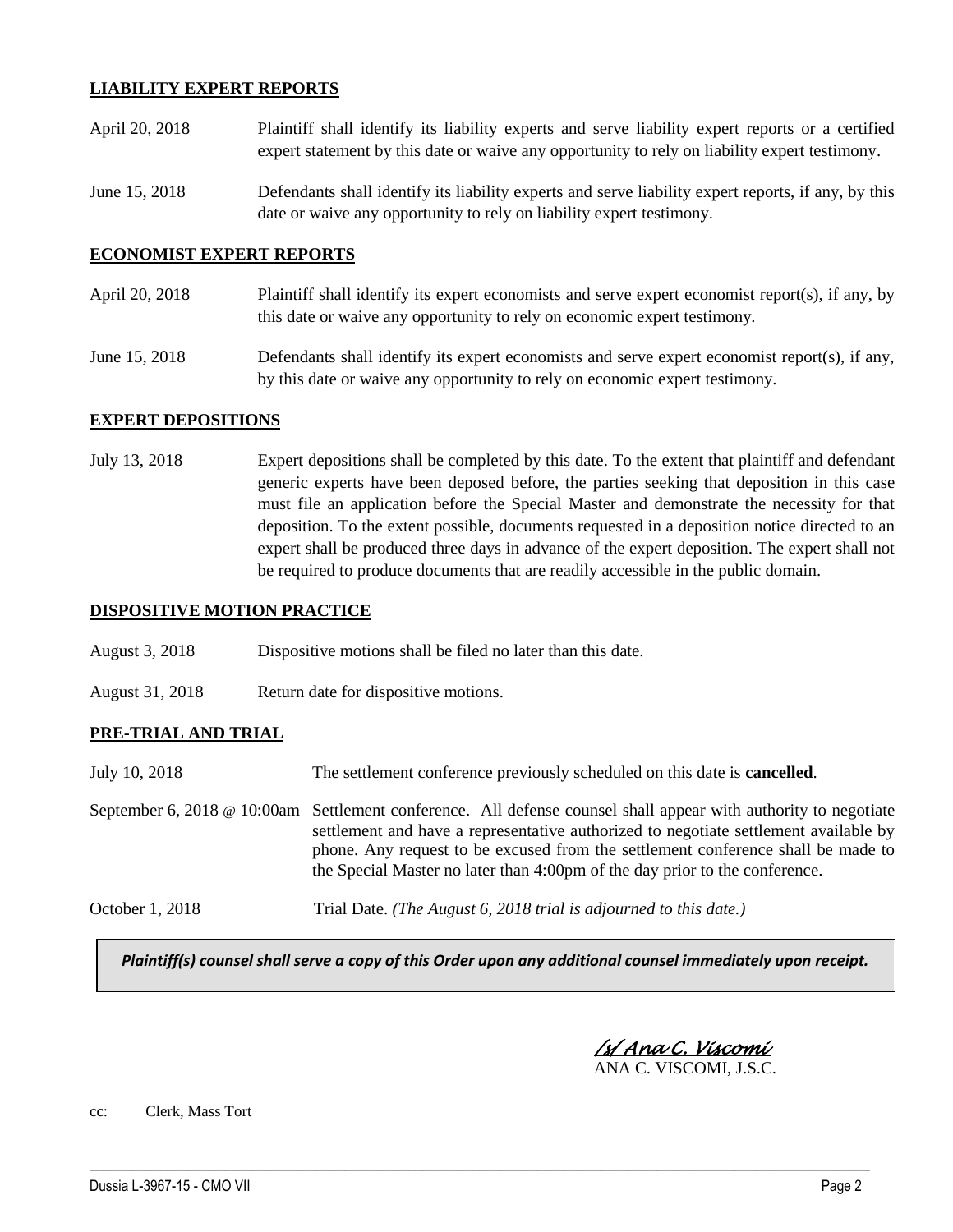## LIABILITY EXPERT REPORTS

April 20, 2018 Plaintiff shall identify its liability experts and serve liability expert reports or a certified expert statement by this date or waive any opportunity to rely on liability expert testimony.

June 15, 2018 Defendants shall identify its liability experts and serve liability expert reports, if any, by this date or waive any opportunity to rely on liability expert testimony.

## ECONOMIST EXPERT REPORTS

April 20, 2018 Plaintiff shall identify its expert economists and serve expert economist report(s), if any, by this date or waive any opportunity to rely on economic expert testimony.

June 15, 2018 Defendants shall identify its expert economists and serve expert economist report(s), if any, by this date or waive any opportunity to rely on economic expert testimony.

## EXPERT DEPOSITIONS

July 13, 2018 Expert depositions shall be completed by this date. To the extent that plaintiff and defendant generic experts have been deposed before, the parties seeking that deposition in this case must file an application before the Special Master and demonstrate the necessity for that deposition. To the extent possible, documents requested in a deposition notice directed to an expert shall be produced three days in advance of the expert deposition. The expert shall not be required to produce documents that are readily accessible in the public domain.

## DISPOSITIVE MOTION PRACTICE

August 3, 2018 Dispositive motions shall be filed no later than this date.

August 31, 2018 Return date for dispositive motions.

## PRE-TRIAL AND TRIAL

July 10, 2018 The settlement conference previously scheduled on this date is **cancelled**.

September 6, 2018 @ 10:00am Settlement conference. All defense counsel shall appear with authority to negotiate settlement and have a representative authorized to negotiate settlement available by phone. Any request to be excused from the settlement conference shall be made to the Special Master no later than 4:00pm of the day prior to the conference.

October 1, 2018 Trial Date. *(The August 6, 2018 trial is adjourned to this date.)*

***Plaintiff(s) counsel shall serve a copy of this Order upon any additional counsel immediately upon receipt.***

*/s/ Ana C. Viscomi*
ANA C. VISCOMI, J.S.C.

cc: Clerk, Mass Tort

Dussia L-3967-15 - CMO VII